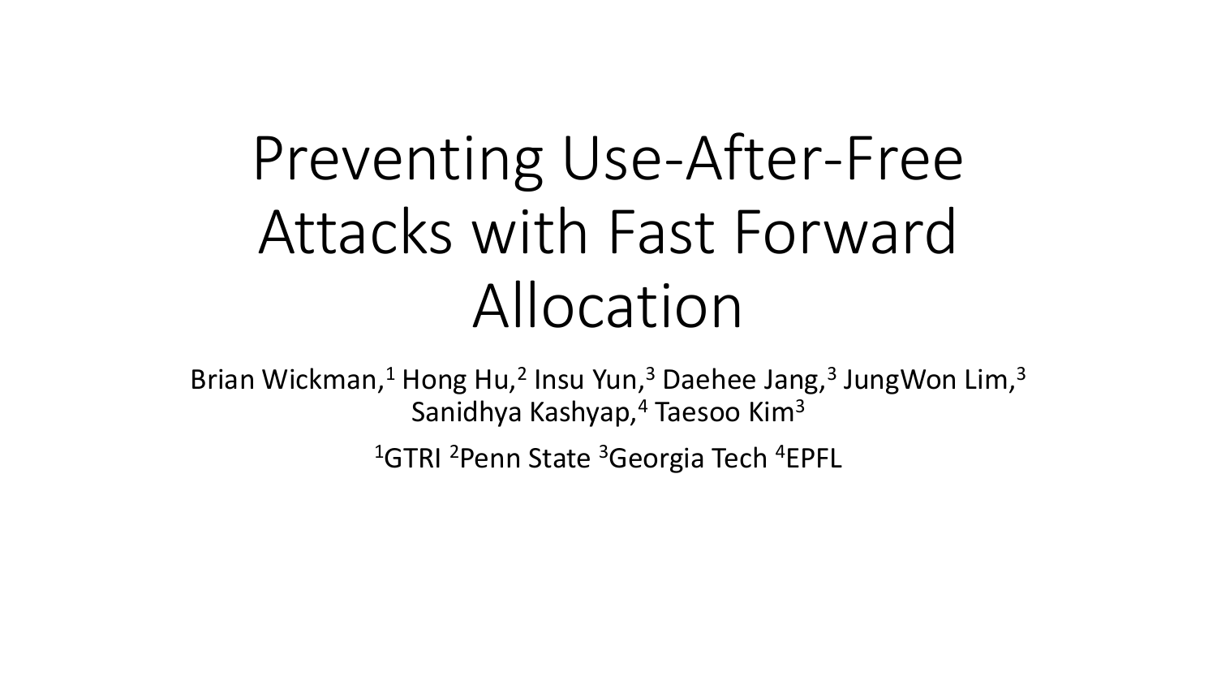# Preventing Use-After-Free Attacks with Fast Forward Allocation

Brian Wickman,[1] Hong Hu,[2] Insu Yun,[3] Daehee Jang,[3] JungWon Lim,[3] Sanidhya Kashyap,[4] Taesoo Kim[3]

[1]GTRI [2]Penn State [3]Georgia Tech [4]EPFL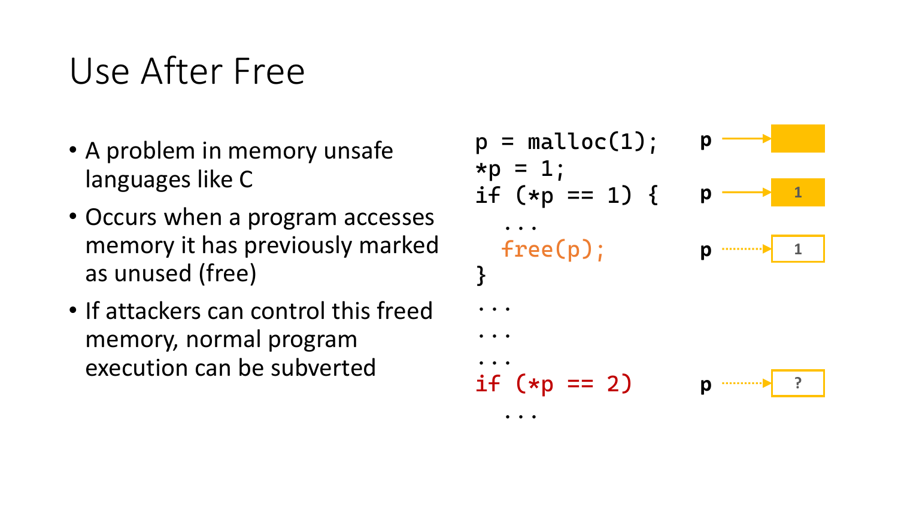# Use After Free

- A problem in memory unsafe languages like C
- Occurs when a program accesses memory it has previously marked as unused (free)
- If attackers can control this freed memory, normal program execution can be subverted

```
p = malloc(1);
*p = 1;
if (*p == 1) {
  ...
  free(p);
}
...
...
...
if (*p == 2)
  ...
```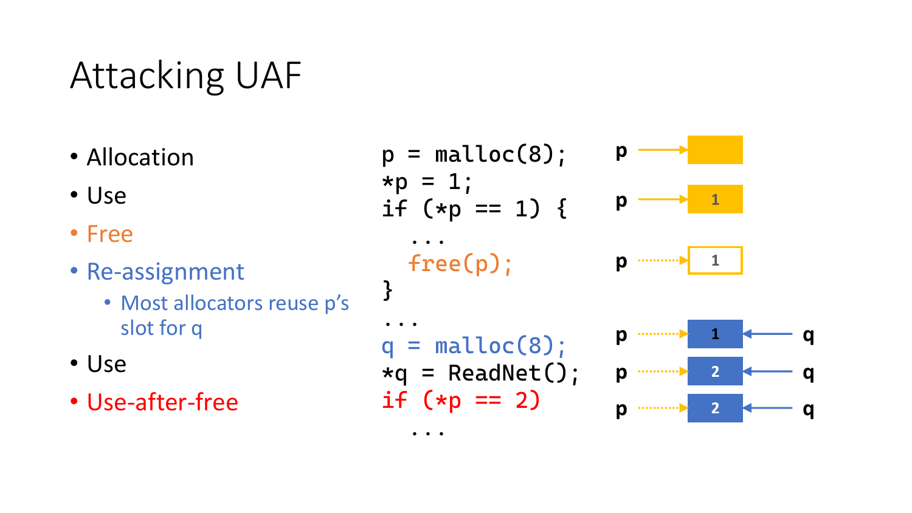# Attacking UAF

- Allocation
- Use
- Free
- Re-assignment
  - Most allocators reuse p's slot for q
- Use
- Use-after-free

```
p = malloc(8);
*p = 1;
if (*p == 1) {
   ...
   free(p);
}
...
q = malloc(8);
*q = ReadNet();
if (*p == 2)
   ...
```

| p → | 1 | |
|---|---|---|
| p → | 1 | |
| p ⇢ | 1 | |
| p ⇢ | 1 | ← q |
| p ⇢ | 2 | ← q |
| p ⇢ | 2 | ← q |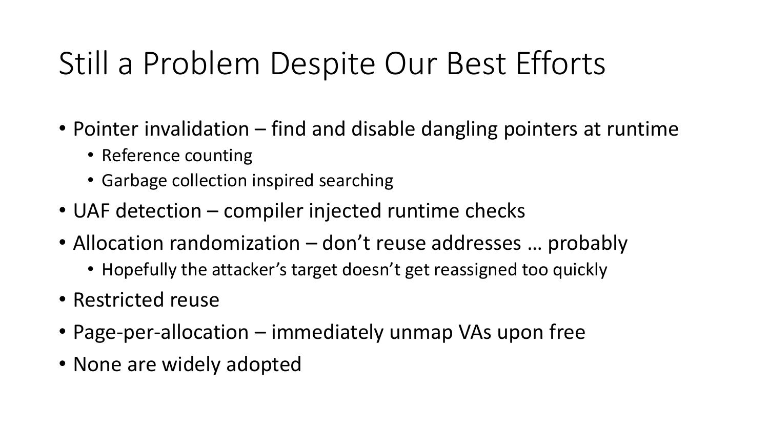# Still a Problem Despite Our Best Efforts

- Pointer invalidation – find and disable dangling pointers at runtime
  - Reference counting
  - Garbage collection inspired searching
- UAF detection – compiler injected runtime checks
- Allocation randomization – don't reuse addresses … probably
  - Hopefully the attacker's target doesn't get reassigned too quickly
- Restricted reuse
- Page-per-allocation – immediately unmap VAs upon free
- None are widely adopted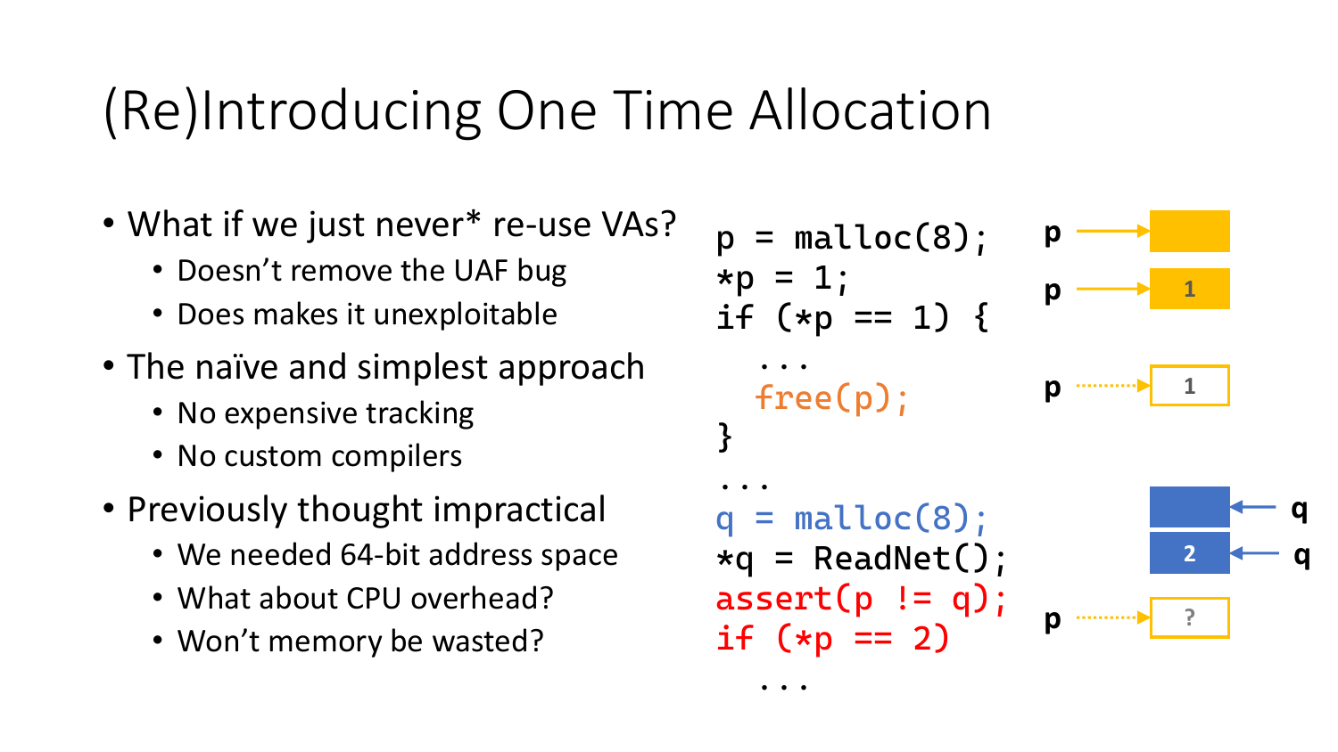# (Re)Introducing One Time Allocation

- What if we just never* re-use VAs?
  - Doesn't remove the UAF bug
  - Does makes it unexploitable
- The naïve and simplest approach
  - No expensive tracking
  - No custom compilers
- Previously thought impractical
  - We needed 64-bit address space
  - What about CPU overhead?
  - Won't memory be wasted?

```
p = malloc(8);
*p = 1;
if (*p == 1) {
   ...
   free(p);
}
...
q = malloc(8);
*q = ReadNet();
assert(p != q);
if (*p == 2)
   ...
```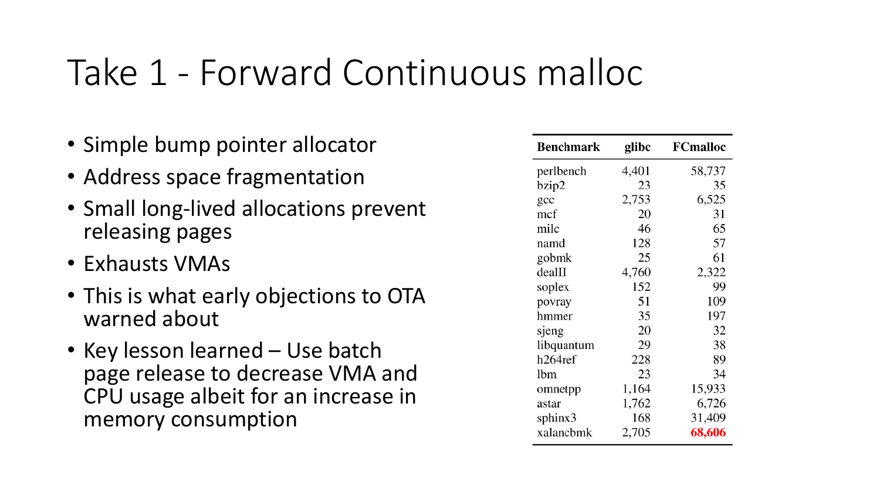# Take 1 - Forward Continuous malloc

- Simple bump pointer allocator
- Address space fragmentation
- Small long-lived allocations prevent releasing pages
- Exhausts VMAs
- This is what early objections to OTA warned about
- Key lesson learned – Use batch page release to decrease VMA and CPU usage albeit for an increase in memory consumption

| Benchmark | glibc | FCmalloc |
|---|---|---|
| perlbench | 4,401 | 58,737 |
| bzip2 | 23 | 35 |
| gcc | 2,753 | 6,525 |
| mcf | 20 | 31 |
| milc | 46 | 65 |
| namd | 128 | 57 |
| gobmk | 25 | 61 |
| dealII | 4,760 | 2,322 |
| soplex | 152 | 99 |
| povray | 51 | 109 |
| hmmer | 35 | 197 |
| sjeng | 20 | 32 |
| libquantum | 29 | 38 |
| h264ref | 228 | 89 |
| lbm | 23 | 34 |
| omnetpp | 1,164 | 15,933 |
| astar | 1,762 | 6,726 |
| sphinx3 | 168 | 31,409 |
| xalancbmk | 2,705 | **68,606** |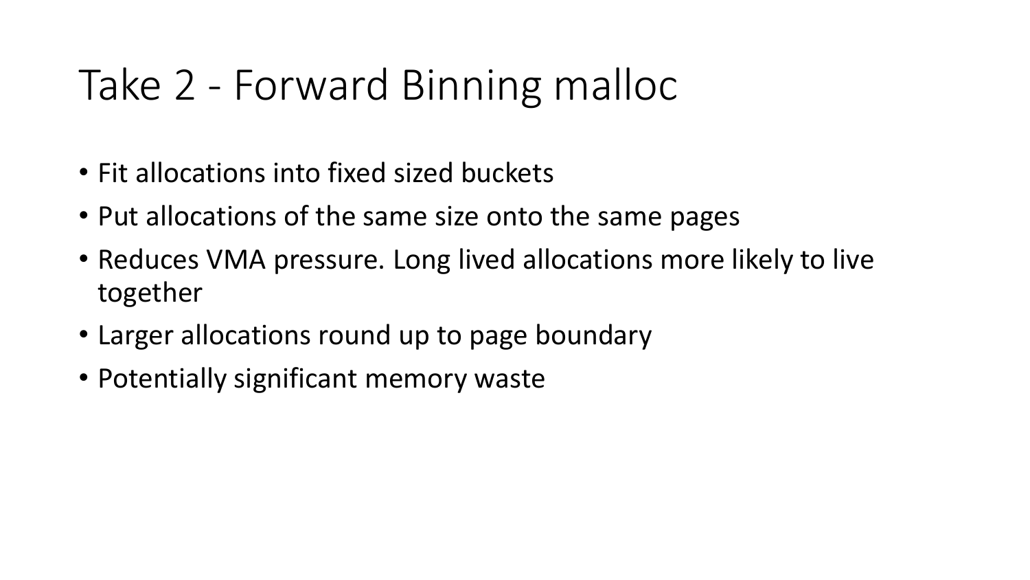# Take 2 - Forward Binning malloc

- Fit allocations into fixed sized buckets
- Put allocations of the same size onto the same pages
- Reduces VMA pressure. Long lived allocations more likely to live together
- Larger allocations round up to page boundary
- Potentially significant memory waste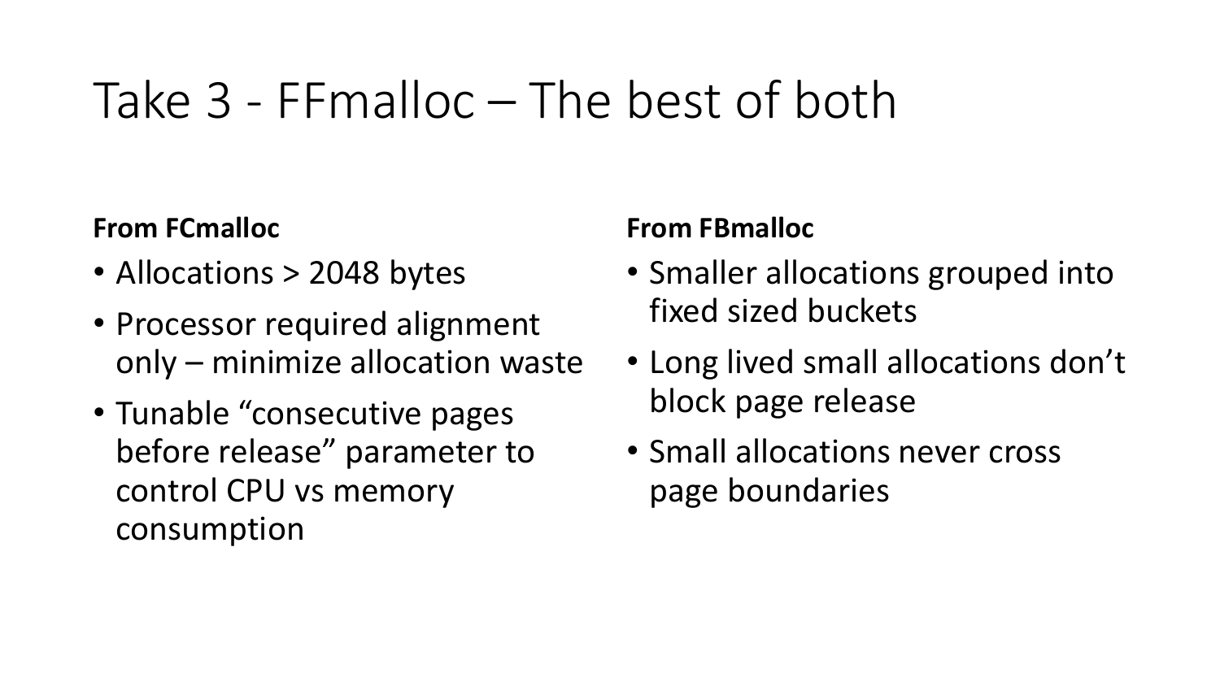# Take 3 - FFmalloc – The best of both

**From FCmalloc**

- Allocations > 2048 bytes
- Processor required alignment only – minimize allocation waste
- Tunable "consecutive pages before release" parameter to control CPU vs memory consumption

**From FBmalloc**

- Smaller allocations grouped into fixed sized buckets
- Long lived small allocations don't block page release
- Small allocations never cross page boundaries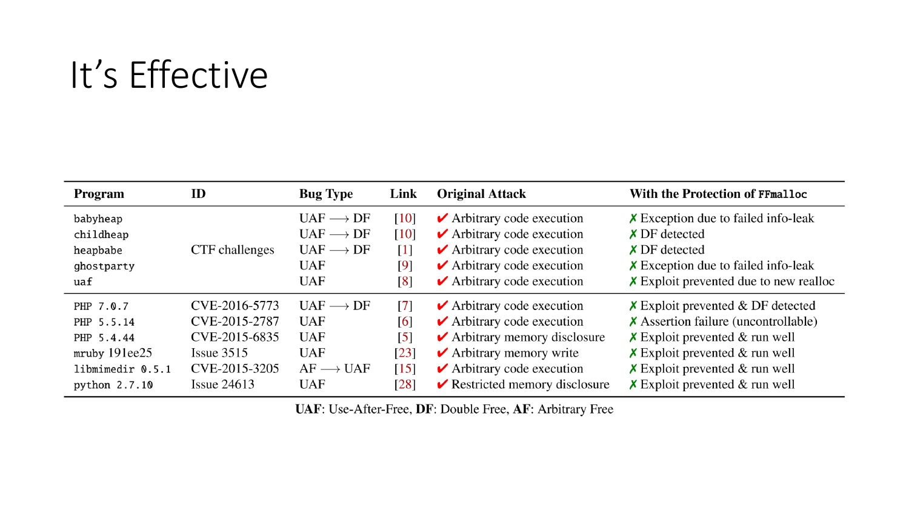# It's Effective

| Program | ID | Bug Type | Link | Original Attack | With the Protection of `FFmalloc` |
|---|---|---|---|---|---|
| `babyheap` | CTF challenges | UAF ⟶ DF | [10] | ✔ Arbitrary code execution | ✗ Exception due to failed info-leak |
| `childheap` | | UAF ⟶ DF | [10] | ✔ Arbitrary code execution | ✗ DF detected |
| `heapbabe` | | UAF ⟶ DF | [1] | ✔ Arbitrary code execution | ✗ DF detected |
| `ghostparty` | | UAF | [9] | ✔ Arbitrary code execution | ✗ Exception due to failed info-leak |
| `uaf` | | UAF | [8] | ✔ Arbitrary code execution | ✗ Exploit prevented due to new realloc |
| `PHP 7.0.7` | CVE-2016-5773 | UAF ⟶ DF | [7] | ✔ Arbitrary code execution | ✗ Exploit prevented & DF detected |
| `PHP 5.5.14` | CVE-2015-2787 | UAF | [6] | ✔ Arbitrary code execution | ✗ Assertion failure (uncontrollable) |
| `PHP 5.4.44` | CVE-2015-6835 | UAF | [5] | ✔ Arbitrary memory disclosure | ✗ Exploit prevented & run well |
| `mruby` 191ee25 | Issue 3515 | UAF | [23] | ✔ Arbitrary memory write | ✗ Exploit prevented & run well |
| `libmimedir 0.5.1` | CVE-2015-3205 | AF ⟶ UAF | [15] | ✔ Arbitrary code execution | ✗ Exploit prevented & run well |
| `python 2.7.10` | Issue 24613 | UAF | [28] | ✔ Restricted memory disclosure | ✗ Exploit prevented & run well |

**UAF**: Use-After-Free, **DF**: Double Free, **AF**: Arbitrary Free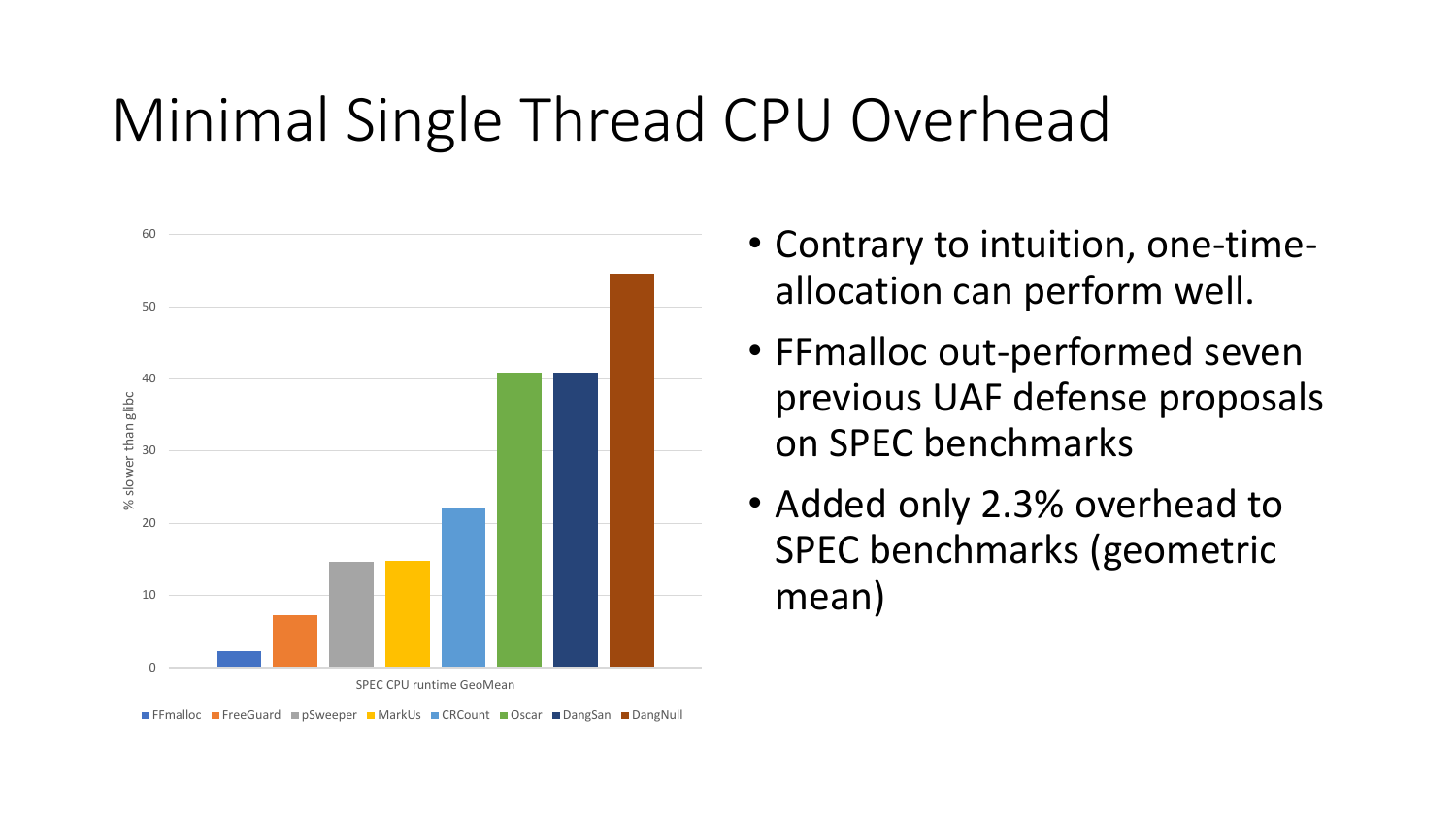# Minimal Single Thread CPU Overhead

- Contrary to intuition, one-time-allocation can perform well.
- FFmalloc out-performed seven previous UAF defense proposals on SPEC benchmarks
- Added only 2.3% overhead to SPEC benchmarks (geometric mean)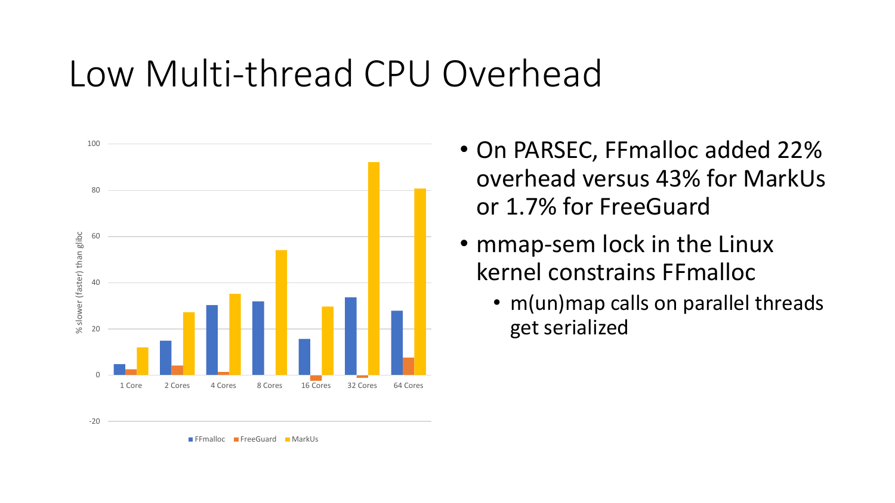# Low Multi-thread CPU Overhead

- On PARSEC, FFmalloc added 22% overhead versus 43% for MarkUs or 1.7% for FreeGuard
- mmap-sem lock in the Linux kernel constrains FFmalloc
  - m(un)map calls on parallel threads get serialized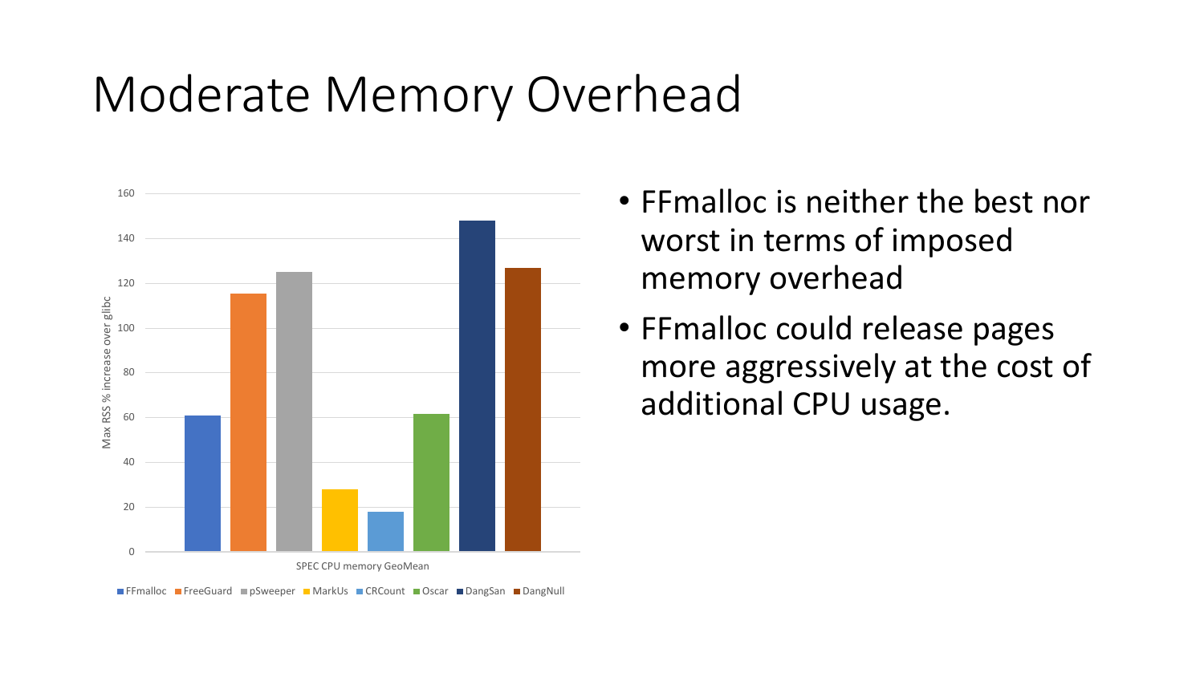# Moderate Memory Overhead

- FFmalloc is neither the best nor worst in terms of imposed memory overhead
- FFmalloc could release pages more aggressively at the cost of additional CPU usage.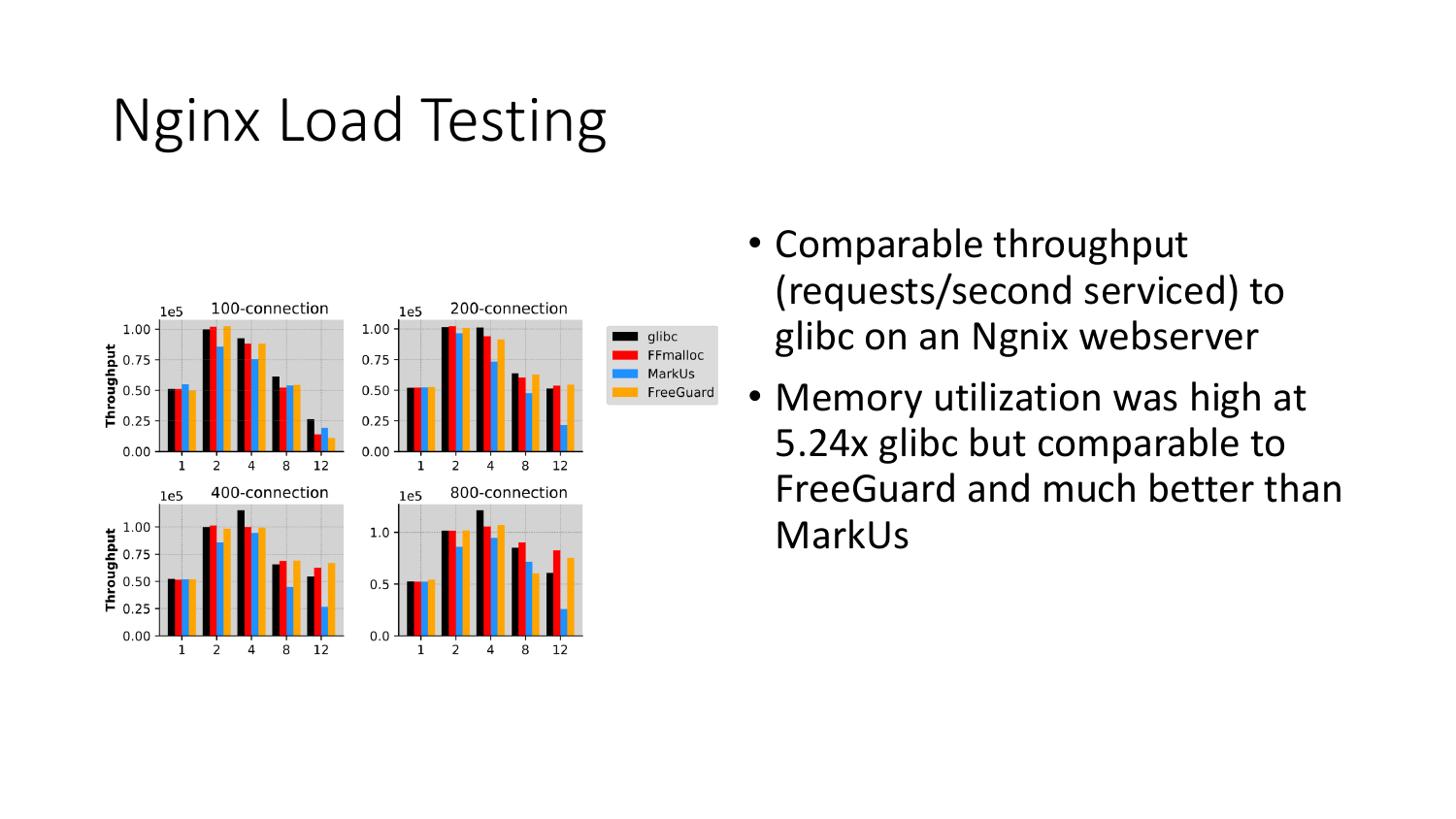# Nginx Load Testing

- Comparable throughput (requests/second serviced) to glibc on an Ngnix webserver
- Memory utilization was high at 5.24x glibc but comparable to FreeGuard and much better than MarkUs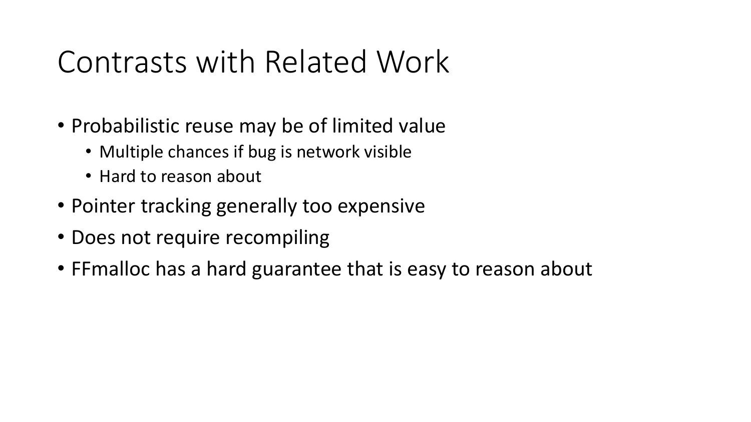# Contrasts with Related Work

- Probabilistic reuse may be of limited value
  - Multiple chances if bug is network visible
  - Hard to reason about
- Pointer tracking generally too expensive
- Does not require recompiling
- FFmalloc has a hard guarantee that is easy to reason about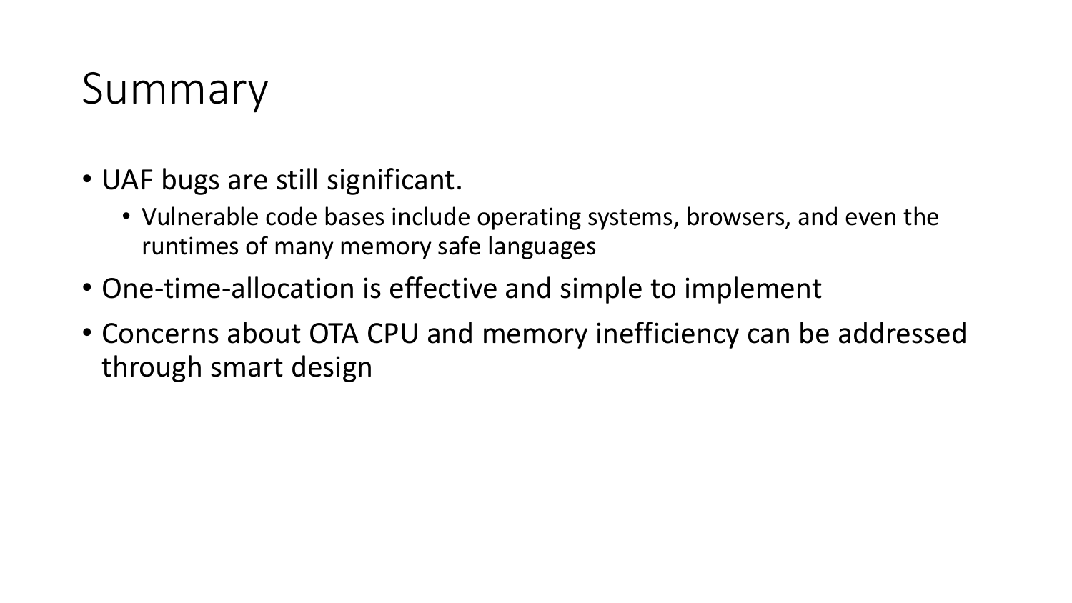# Summary

- UAF bugs are still significant.
  - Vulnerable code bases include operating systems, browsers, and even the runtimes of many memory safe languages
- One-time-allocation is effective and simple to implement
- Concerns about OTA CPU and memory inefficiency can be addressed through smart design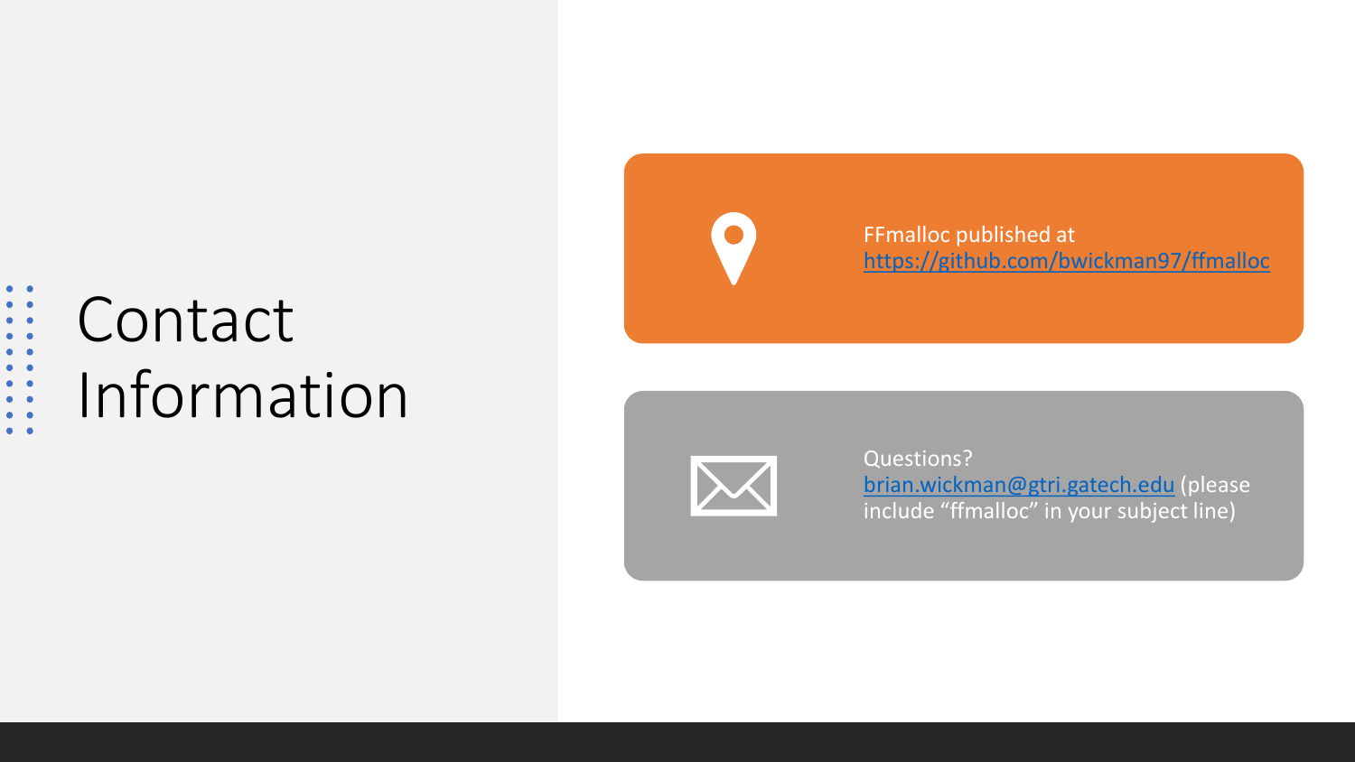# Contact Information

FFmalloc published at https://github.com/bwickman97/ffmalloc

Questions?
brian.wickman@gtri.gatech.edu (please include “ffmalloc” in your subject line)